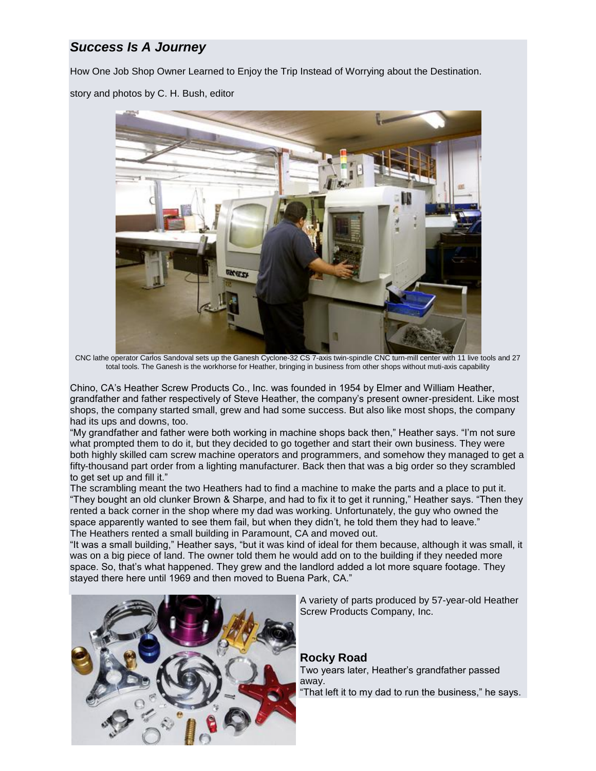## *Success Is A Journey*

How One Job Shop Owner Learned to Enjoy the Trip Instead of Worrying about the Destination.

story and photos by C. H. Bush, editor

CNC lathe operator Carlos Sandoval sets up the Ganesh Cyclone-32 CS 7-axis twin-spindle CNC turn-mill center with 11 live tools and 27 total tools. The Ganesh is the workhorse for Heather, bringing in business from other shops without muti-axis capability

Chino, CA's Heather Screw Products Co., Inc. was founded in 1954 by Elmer and William Heather, grandfather and father respectively of Steve Heather, the company's present owner-president. Like most shops, the company started small, grew and had some success. But also like most shops, the company had its ups and downs, too.

"My grandfather and father were both working in machine shops back then," Heather says. "I'm not sure what prompted them to do it, but they decided to go together and start their own business. They were both highly skilled cam screw machine operators and programmers, and somehow they managed to get a fifty-thousand part order from a lighting manufacturer. Back then that was a big order so they scrambled to get set up and fill it."

The scrambling meant the two Heathers had to find a machine to make the parts and a place to put it. "They bought an old clunker Brown & Sharpe, and had to fix it to get it running," Heather says. "Then they rented a back corner in the shop where my dad was working. Unfortunately, the guy who owned the space apparently wanted to see them fail, but when they didn't, he told them they had to leave."

The Heathers rented a small building in Paramount, CA and moved out.

"It was a small building," Heather says, "but it was kind of ideal for them because, although it was small, it was on a big piece of land. The owner told them he would add on to the building if they needed more space. So, that's what happened. They grew and the landlord added a lot more square footage. They stayed there here until 1969 and then moved to Buena Park, CA."

A variety of parts produced by 57-year-old Heather Screw Products Company, Inc.

### Rocky Road

Two years later, Heather's grandfather passed away.

"That left it to my dad to run the business," he says.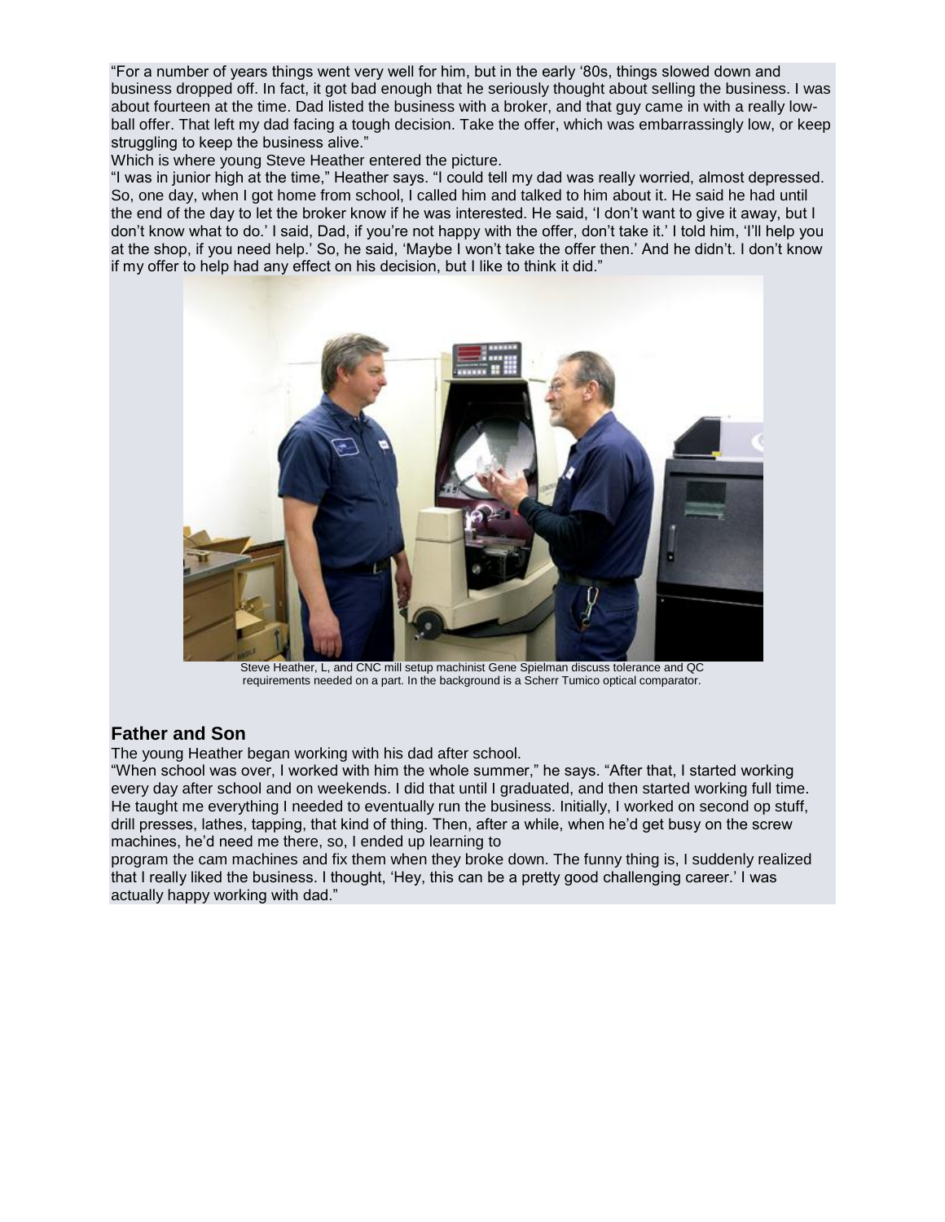"For a number of years things went very well for him, but in the early '80s, things slowed down and business dropped off. In fact, it got bad enough that he seriously thought about selling the business. I was about fourteen at the time. Dad listed the business with a broker, and that guy came in with a really low-ball offer. That left my dad facing a tough decision. Take the offer, which was embarrassingly low, or keep struggling to keep the business alive."

Which is where young Steve Heather entered the picture.

"I was in junior high at the time," Heather says. "I could tell my dad was really worried, almost depressed. So, one day, when I got home from school, I called him and talked to him about it. He said he had until the end of the day to let the broker know if he was interested. He said, 'I don't want to give it away, but I don't know what to do.' I said, Dad, if you're not happy with the offer, don't take it.' I told him, 'I'll help you at the shop, if you need help.' So, he said, 'Maybe I won't take the offer then.' And he didn't. I don't know if my offer to help had any effect on his decision, but I like to think it did."

Steve Heather, L, and CNC mill setup machinist Gene Spielman discuss tolerance and QC requirements needed on a part. In the background is a Scherr Tumico optical comparator.

## Father and Son

The young Heather began working with his dad after school.

"When school was over, I worked with him the whole summer," he says. "After that, I started working every day after school and on weekends. I did that until I graduated, and then started working full time. He taught me everything I needed to eventually run the business. Initially, I worked on second op stuff, drill presses, lathes, tapping, that kind of thing. Then, after a while, when he'd get busy on the screw machines, he'd need me there, so, I ended up learning to program the cam machines and fix them when they broke down. The funny thing is, I suddenly realized that I really liked the business. I thought, 'Hey, this can be a pretty good challenging career.' I was actually happy working with dad."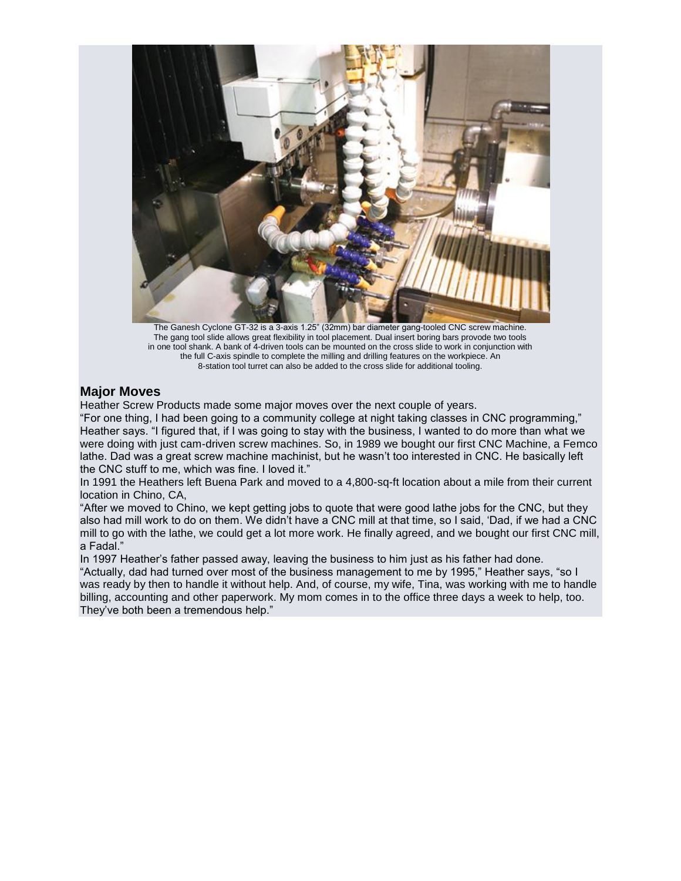The Ganesh Cyclone GT-32 is a 3-axis 1.25" (32mm) bar diameter gang-tooled CNC screw machine. The gang tool slide allows great flexibility in tool placement. Dual insert boring bars provode two tools in one tool shank. A bank of 4-driven tools can be mounted on the cross slide to work in conjunction with the full C-axis spindle to complete the milling and drilling features on the workpiece. An 8-station tool turret can also be added to the cross slide for additional tooling.

## Major Moves

Heather Screw Products made some major moves over the next couple of years.

"For one thing, I had been going to a community college at night taking classes in CNC programming," Heather says. "I figured that, if I was going to stay with the business, I wanted to do more than what we were doing with just cam-driven screw machines. So, in 1989 we bought our first CNC Machine, a Femco lathe. Dad was a great screw machine machinist, but he wasn't too interested in CNC. He basically left the CNC stuff to me, which was fine. I loved it."

In 1991 the Heathers left Buena Park and moved to a 4,800-sq-ft location about a mile from their current location in Chino, CA,

"After we moved to Chino, we kept getting jobs to quote that were good lathe jobs for the CNC, but they also had mill work to do on them. We didn't have a CNC mill at that time, so I said, 'Dad, if we had a CNC mill to go with the lathe, we could get a lot more work. He finally agreed, and we bought our first CNC mill, a Fadal."

In 1997 Heather's father passed away, leaving the business to him just as his father had done.

"Actually, dad had turned over most of the business management to me by 1995," Heather says, "so I was ready by then to handle it without help. And, of course, my wife, Tina, was working with me to handle billing, accounting and other paperwork. My mom comes in to the office three days a week to help, too. They've both been a tremendous help."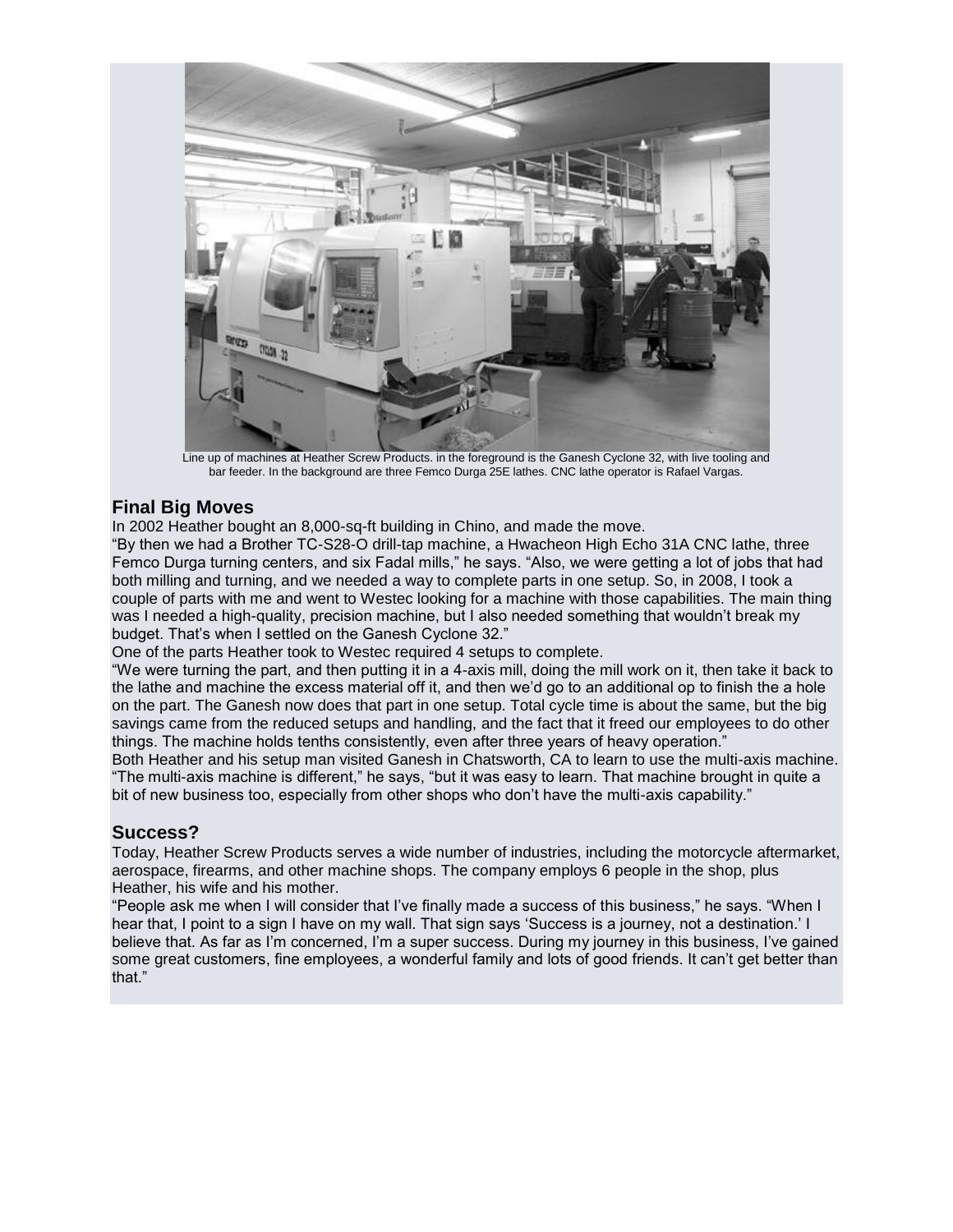Line up of machines at Heather Screw Products. in the foreground is the Ganesh Cyclone 32, with live tooling and bar feeder. In the background are three Femco Durga 25E lathes. CNC lathe operator is Rafael Vargas.

## Final Big Moves

In 2002 Heather bought an 8,000-sq-ft building in Chino, and made the move.

"By then we had a Brother TC-S28-O drill-tap machine, a Hwacheon High Echo 31A CNC lathe, three Femco Durga turning centers, and six Fadal mills," he says. "Also, we were getting a lot of jobs that had both milling and turning, and we needed a way to complete parts in one setup. So, in 2008, I took a couple of parts with me and went to Westec looking for a machine with those capabilities. The main thing was I needed a high-quality, precision machine, but I also needed something that wouldn't break my budget. That's when I settled on the Ganesh Cyclone 32."

One of the parts Heather took to Westec required 4 setups to complete.

"We were turning the part, and then putting it in a 4-axis mill, doing the mill work on it, then take it back to the lathe and machine the excess material off it, and then we'd go to an additional op to finish the a hole on the part. The Ganesh now does that part in one setup. Total cycle time is about the same, but the big savings came from the reduced setups and handling, and the fact that it freed our employees to do other things. The machine holds tenths consistently, even after three years of heavy operation."

Both Heather and his setup man visited Ganesh in Chatsworth, CA to learn to use the multi-axis machine. "The multi-axis machine is different," he says, "but it was easy to learn. That machine brought in quite a bit of new business too, especially from other shops who don't have the multi-axis capability."

## Success?

Today, Heather Screw Products serves a wide number of industries, including the motorcycle aftermarket, aerospace, firearms, and other machine shops. The company employs 6 people in the shop, plus Heather, his wife and his mother.

"People ask me when I will consider that I've finally made a success of this business," he says. "When I hear that, I point to a sign I have on my wall. That sign says 'Success is a journey, not a destination.' I believe that. As far as I'm concerned, I'm a super success. During my journey in this business, I've gained some great customers, fine employees, a wonderful family and lots of good friends. It can't get better than that."